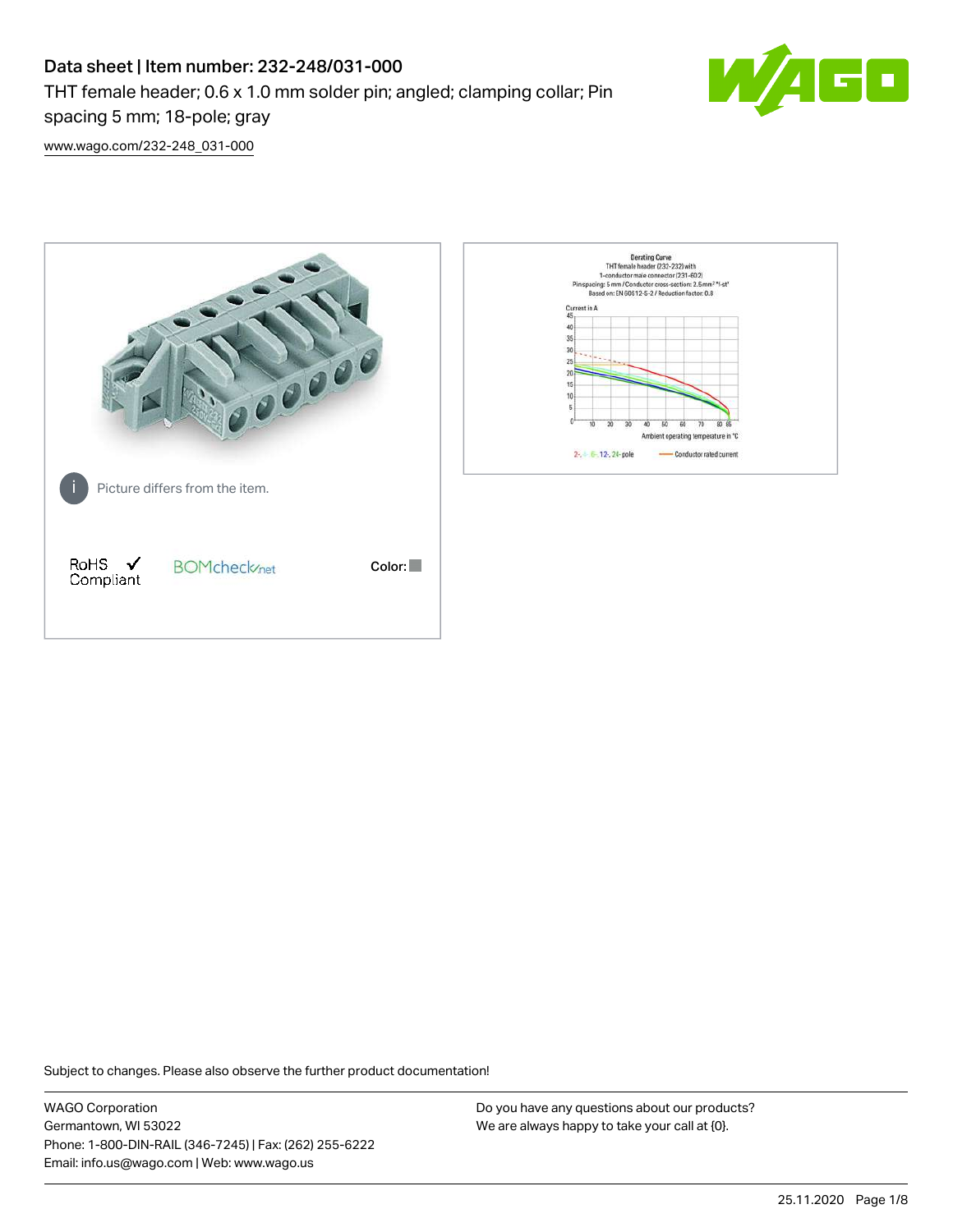# Data sheet | Item number: 232-248/031-000

THT female header; 0.6 x 1.0 mm solder pin; angled; clamping collar; Pin spacing 5 mm; 18-pole; gray

www.wago.com/232-248_031-000

Picture differs from the item.

RoHS Compliant

BOMcheck.net

Color:

Derating Curve
THT female header (232-232) with
1-conductor male connector (231-602)
Pin spacing: 5 mm / Conductor cross-section: 2.5 mm² "f-st"
Based on: EN 60512-5-2 / Reduction factor: 0.8

Current in A

Ambient operating temperature in °C

2-, 4-, 6-, 12-, 24-pole — Conductor rated current

Subject to changes. Please also observe the further product documentation!

WAGO Corporation
Germantown, WI 53022
Phone: 1-800-DIN-RAIL (346-7245) | Fax: (262) 255-6222
Email: info.us@wago.com | Web: www.wago.us

Do you have any questions about our products?
We are always happy to take your call at {0}.

25.11.2020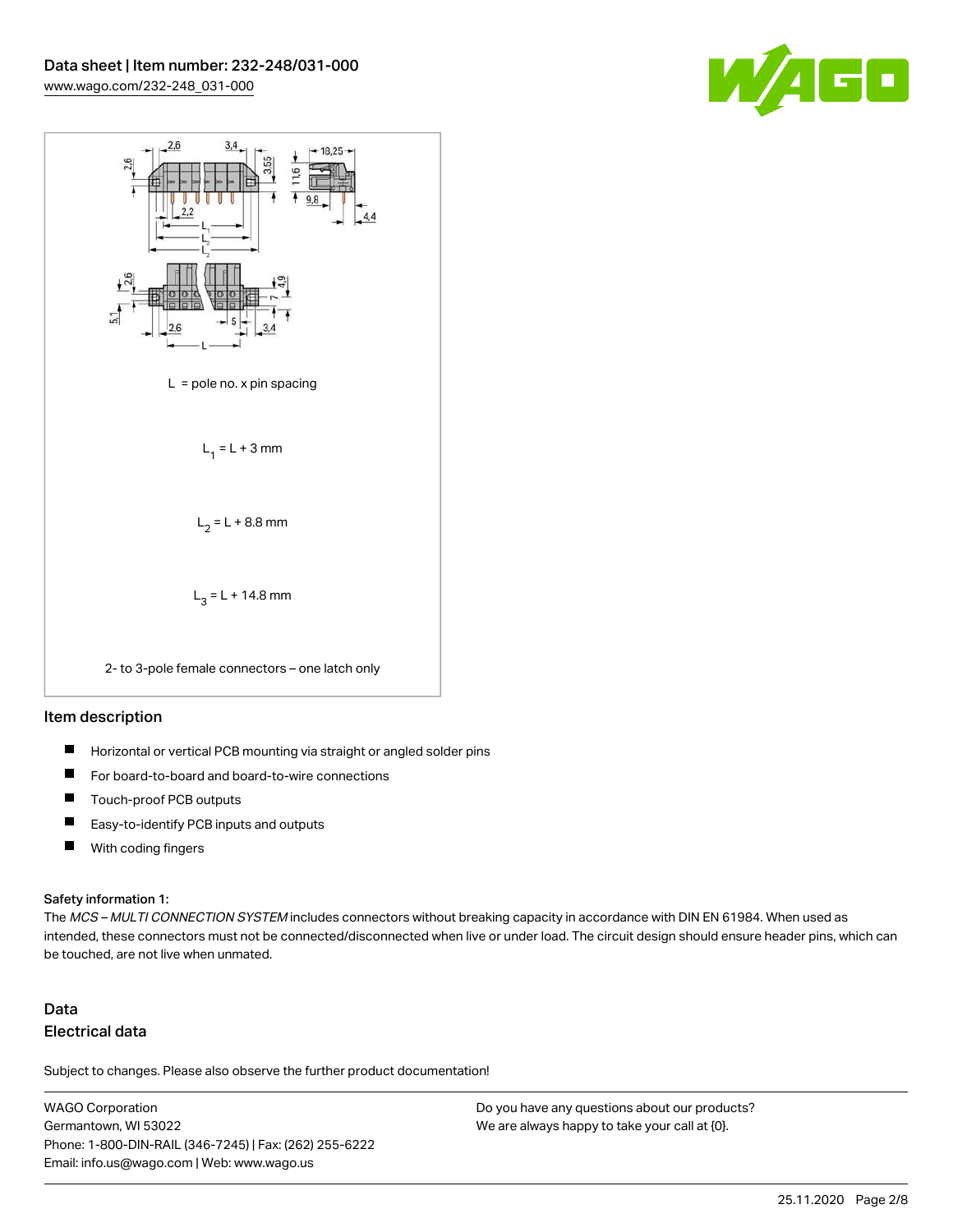L = pole no. x pin spacing

$L_1 = L + 3$ mm

$L_2 = L + 8.8$ mm

$L_3 = L + 14.8$ mm

2- to 3-pole female connectors – one latch only

## Item description

- Horizontal or vertical PCB mounting via straight or angled solder pins
- For board-to-board and board-to-wire connections
- Touch-proof PCB outputs
- Easy-to-identify PCB inputs and outputs
- With coding fingers

**Safety information 1:**

The *MCS – MULTI CONNECTION SYSTEM* includes connectors without breaking capacity in accordance with DIN EN 61984. When used as intended, these connectors must not be connected/disconnected when live or under load. The circuit design should ensure header pins, which can be touched, are not live when unmated.

## Data

### Electrical data

Subject to changes. Please also observe the further product documentation!

WAGO Corporation
Germantown, WI 53022
Phone: 1-800-DIN-RAIL (346-7245) | Fax: (262) 255-6222
Email: info.us@wago.com | Web: www.wago.us

Do you have any questions about our products?
We are always happy to take your call at {0}.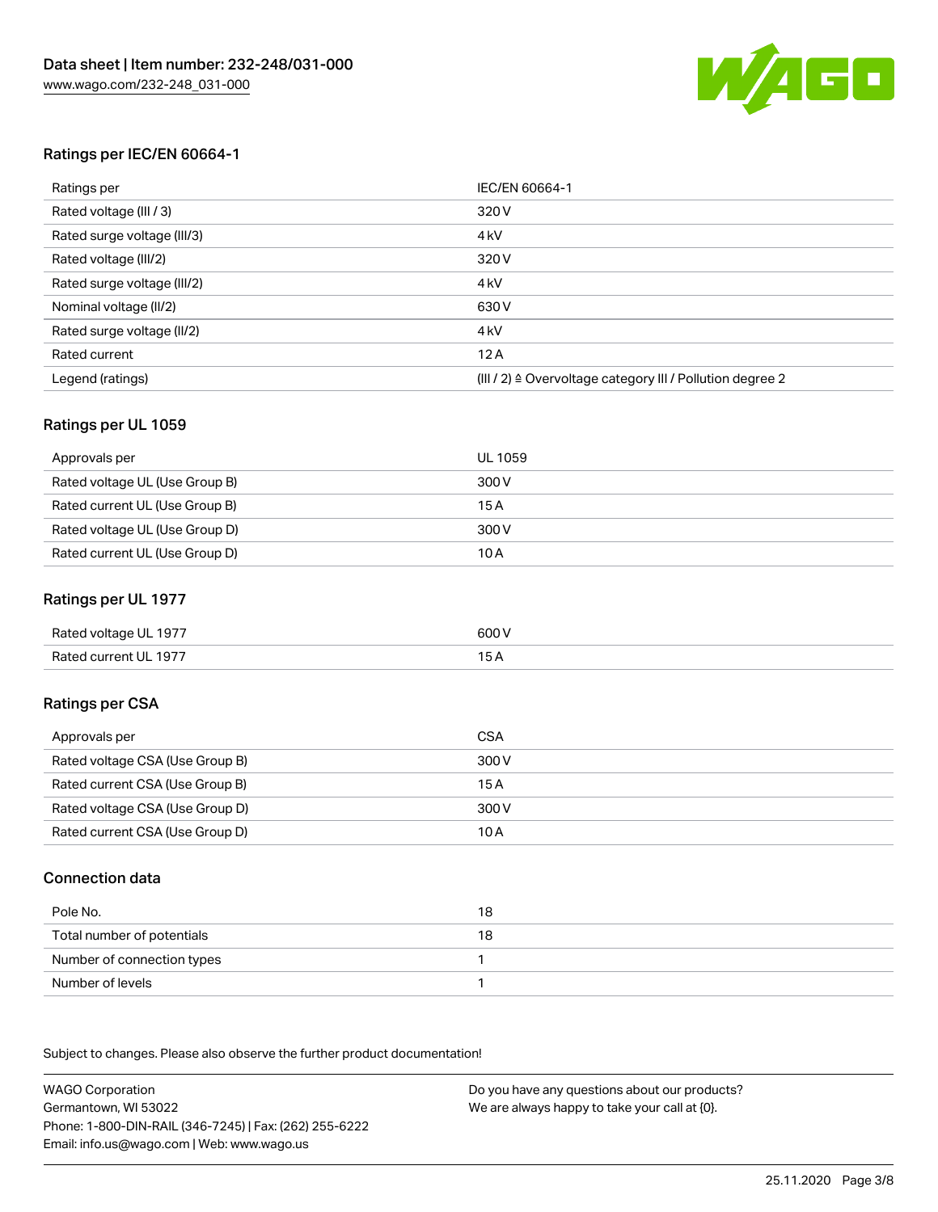## Ratings per IEC/EN 60664-1

| Ratings per | IEC/EN 60664-1 |
| --- | --- |
| Rated voltage (III / 3) | 320 V |
| Rated surge voltage (III/3) | 4 kV |
| Rated voltage (III/2) | 320 V |
| Rated surge voltage (III/2) | 4 kV |
| Nominal voltage (II/2) | 630 V |
| Rated surge voltage (II/2) | 4 kV |
| Rated current | 12 A |
| Legend (ratings) | (III / 2) ≙ Overvoltage category III / Pollution degree 2 |

## Ratings per UL 1059

| Approvals per | UL 1059 |
| --- | --- |
| Rated voltage UL (Use Group B) | 300 V |
| Rated current UL (Use Group B) | 15 A |
| Rated voltage UL (Use Group D) | 300 V |
| Rated current UL (Use Group D) | 10 A |

## Ratings per UL 1977

| Rated voltage UL 1977 | 600 V |
| --- | --- |
| Rated current UL 1977 | 15 A |

## Ratings per CSA

| Approvals per | CSA |
| --- | --- |
| Rated voltage CSA (Use Group B) | 300 V |
| Rated current CSA (Use Group B) | 15 A |
| Rated voltage CSA (Use Group D) | 300 V |
| Rated current CSA (Use Group D) | 10 A |

## Connection data

| Pole No. | 18 |
| --- | --- |
| Total number of potentials | 18 |
| Number of connection types | 1 |
| Number of levels | 1 |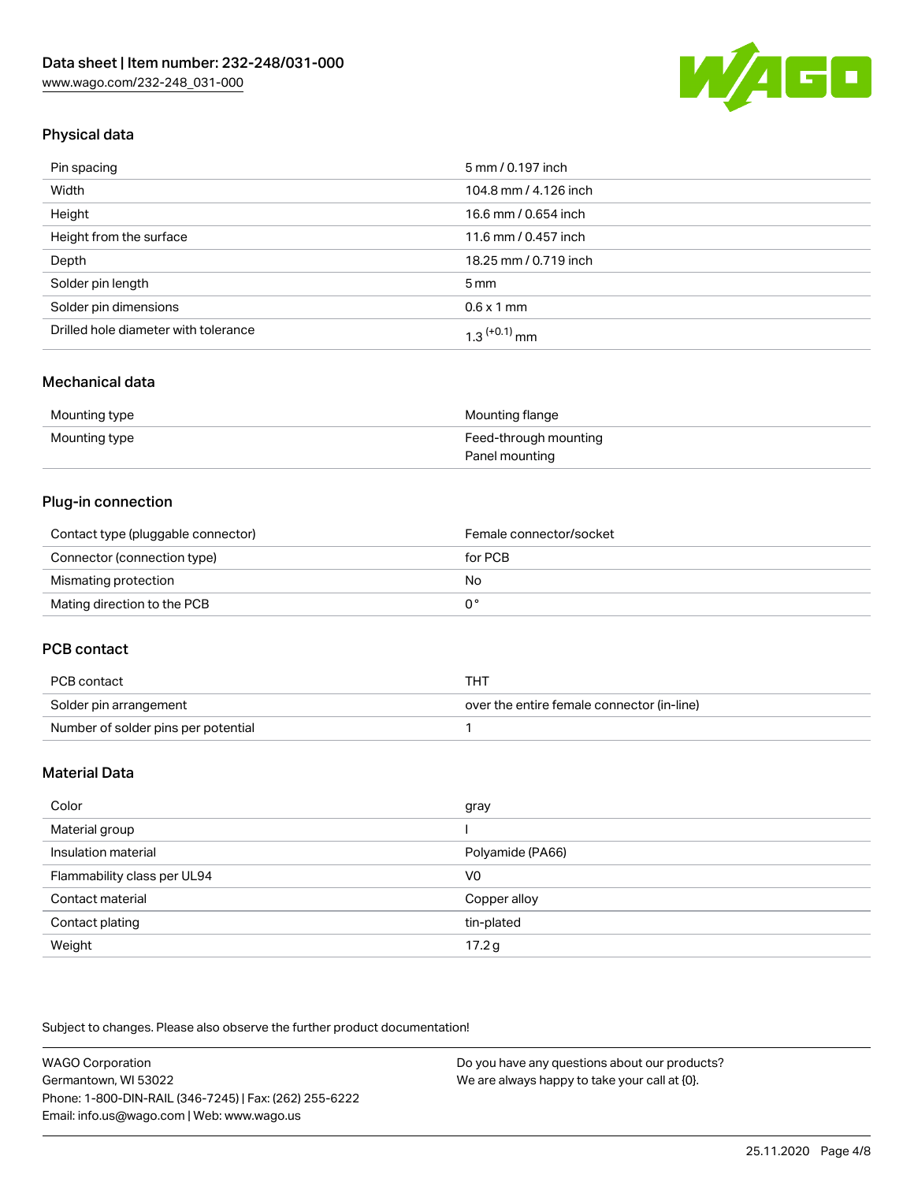## Physical data

| | |
|---|---|
| Pin spacing | 5 mm / 0.197 inch |
| Width | 104.8 mm / 4.126 inch |
| Height | 16.6 mm / 0.654 inch |
| Height from the surface | 11.6 mm / 0.457 inch |
| Depth | 18.25 mm / 0.719 inch |
| Solder pin length | 5 mm |
| Solder pin dimensions | 0.6 x 1 mm |
| Drilled hole diameter with tolerance | $1.3^{(+0.1)}$ mm |

## Mechanical data

| | |
|---|---|
| Mounting type | Mounting flange |
| Mounting type | Feed-through mounting<br>Panel mounting |

## Plug-in connection

| | |
|---|---|
| Contact type (pluggable connector) | Female connector/socket |
| Connector (connection type) | for PCB |
| Mismating protection | No |
| Mating direction to the PCB | 0 ° |

## PCB contact

| | |
|---|---|
| PCB contact | THT |
| Solder pin arrangement | over the entire female connector (in-line) |
| Number of solder pins per potential | 1 |

## Material Data

| | |
|---|---|
| Color | gray |
| Material group | I |
| Insulation material | Polyamide (PA66) |
| Flammability class per UL94 | V0 |
| Contact material | Copper alloy |
| Contact plating | tin-plated |
| Weight | 17.2 g |

Subject to changes. Please also observe the further product documentation!

WAGO Corporation
Germantown, WI 53022
Phone: 1-800-DIN-RAIL (346-7245) | Fax: (262) 255-6222
Email: info.us@wago.com | Web: www.wago.us

Do you have any questions about our products?
We are always happy to take your call at {0}.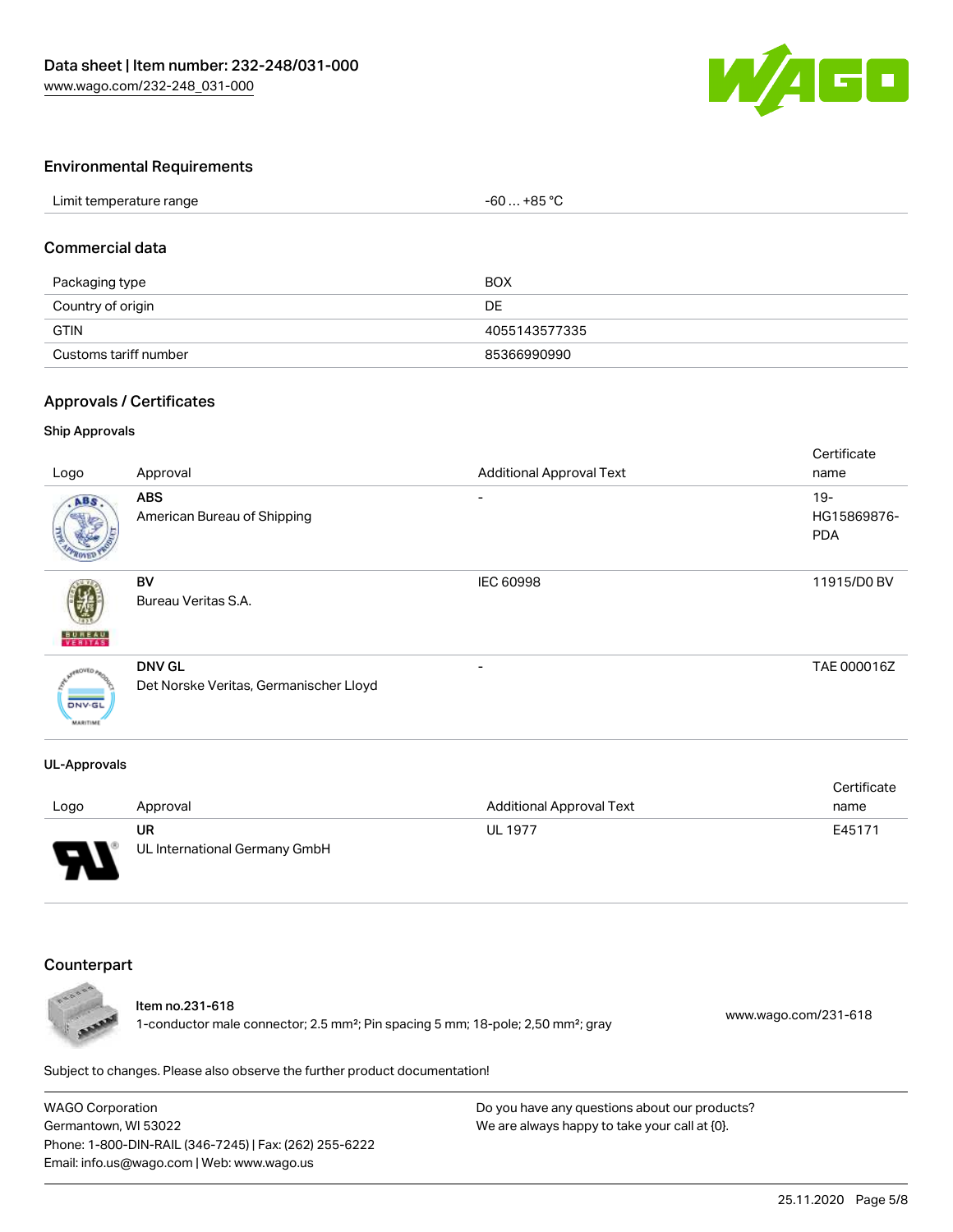## Environmental Requirements

| Limit temperature range | -60 … +85 °C |
|---|---|

## Commercial data

| Packaging type | BOX |
|---|---|
| Country of origin | DE |
| GTIN | 4055143577335 |
| Customs tariff number | 85366990990 |

## Approvals / Certificates

### Ship Approvals

| Logo | Approval | Additional Approval Text | Certificate name |
|---|---|---|---|
| | **ABS**<br>American Bureau of Shipping | - | 19-HG15869876-PDA |
| | **BV**<br>Bureau Veritas S.A. | IEC 60998 | 11915/D0 BV |
| | **DNV GL**<br>Det Norske Veritas, Germanischer Lloyd | - | TAE 000016Z |

### UL-Approvals

| Logo | Approval | Additional Approval Text | Certificate name |
|---|---|---|---|
| | **UR**<br>UL International Germany GmbH | UL 1977 | E45171 |

## Counterpart

Item no.231-618
1-conductor male connector; 2.5 mm²; Pin spacing 5 mm; 18-pole; 2,50 mm²; gray
www.wago.com/231-618

Subject to changes. Please also observe the further product documentation!

WAGO Corporation
Germantown, WI 53022
Phone: 1-800-DIN-RAIL (346-7245) | Fax: (262) 255-6222
Email: info.us@wago.com | Web: www.wago.us

Do you have any questions about our products?
We are always happy to take your call at {0}.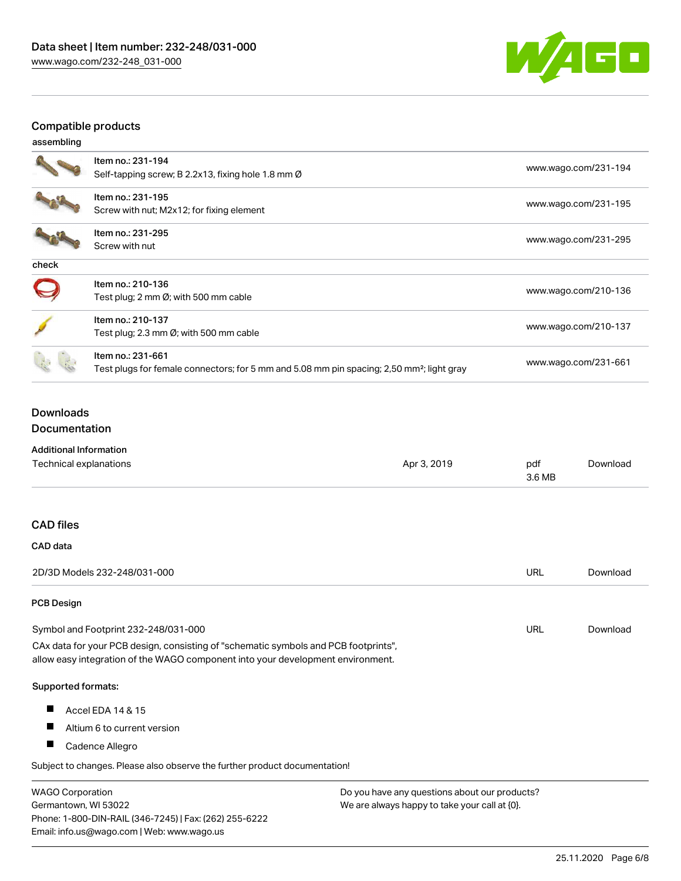## Compatible products

### assembling

| | | |
|---|---|---|
| | Item no.: 231-194<br>Self-tapping screw; B 2.2x13, fixing hole 1.8 mm Ø | www.wago.com/231-194 |
| | Item no.: 231-195<br>Screw with nut; M2x12; for fixing element | www.wago.com/231-195 |
| | Item no.: 231-295<br>Screw with nut | www.wago.com/231-295 |

### check

| | | |
|---|---|---|
| | Item no.: 210-136<br>Test plug; 2 mm Ø; with 500 mm cable | www.wago.com/210-136 |
| | Item no.: 210-137<br>Test plug; 2.3 mm Ø; with 500 mm cable | www.wago.com/210-137 |
| | Item no.: 231-661<br>Test plugs for female connectors; for 5 mm and 5.08 mm pin spacing; 2,50 mm²; light gray | www.wago.com/231-661 |

## Downloads

## Documentation

### Additional Information

| | | | |
|---|---|---|---|
| Technical explanations | Apr 3, 2019 | pdf<br>3.6 MB | Download |

## CAD files

### CAD data

| | | |
|---|---|---|
| 2D/3D Models 232-248/031-000 | URL | Download |

### PCB Design

| | | |
|---|---|---|
| Symbol and Footprint 232-248/031-000 | URL | Download |

CAx data for your PCB design, consisting of "schematic symbols and PCB footprints", allow easy integration of the WAGO component into your development environment.

**Supported formats:**

- Accel EDA 14 & 15
- Altium 6 to current version
- Cadence Allegro

Subject to changes. Please also observe the further product documentation!

WAGO Corporation
Germantown, WI 53022
Phone: 1-800-DIN-RAIL (346-7245) | Fax: (262) 255-6222
Email: info.us@wago.com | Web: www.wago.us

Do you have any questions about our products?
We are always happy to take your call at {0}.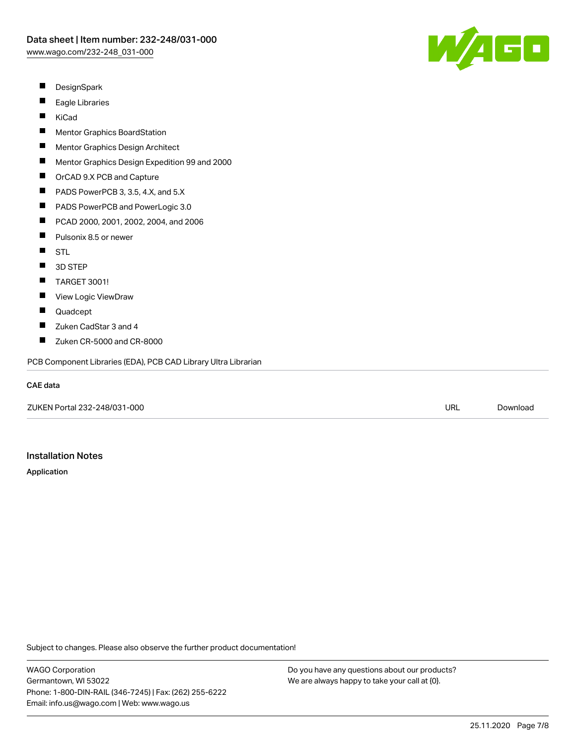- DesignSpark
- Eagle Libraries
- KiCad
- Mentor Graphics BoardStation
- Mentor Graphics Design Architect
- Mentor Graphics Design Expedition 99 and 2000
- OrCAD 9.X PCB and Capture
- PADS PowerPCB 3, 3.5, 4.X, and 5.X
- PADS PowerPCB and PowerLogic 3.0
- PCAD 2000, 2001, 2002, 2004, and 2006
- Pulsonix 8.5 or newer
- STL
- 3D STEP
- TARGET 3001!
- View Logic ViewDraw
- Quadcept
- Zuken CadStar 3 and 4
- Zuken CR-5000 and CR-8000

PCB Component Libraries (EDA), PCB CAD Library Ultra Librarian

**CAE data**

| | | |
|---|---|---|
| ZUKEN Portal 232-248/031-000 | URL | Download |

## Installation Notes

**Application**

Subject to changes. Please also observe the further product documentation!

WAGO Corporation
Germantown, WI 53022
Phone: 1-800-DIN-RAIL (346-7245) | Fax: (262) 255-6222
Email: info.us@wago.com | Web: www.wago.us

Do you have any questions about our products?
We are always happy to take your call at {0}.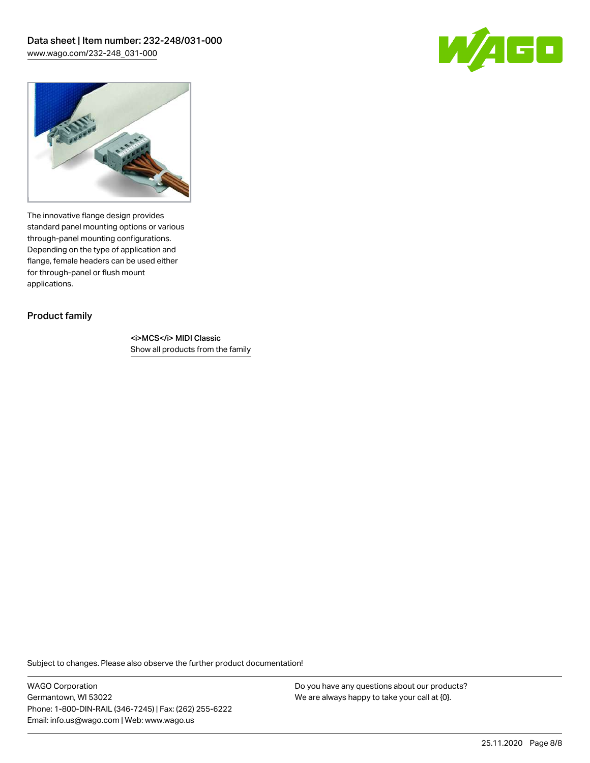The innovative flange design provides standard panel mounting options or various through-panel mounting configurations. Depending on the type of application and flange, female headers can be used either for through-panel or flush mount applications.

## Product family

<i>MCS</i> MIDI Classic
Show all products from the family

Subject to changes. Please also observe the further product documentation!

WAGO Corporation
Germantown, WI 53022
Phone: 1-800-DIN-RAIL (346-7245) | Fax: (262) 255-6222
Email: info.us@wago.com | Web: www.wago.us

Do you have any questions about our products?
We are always happy to take your call at {0}.